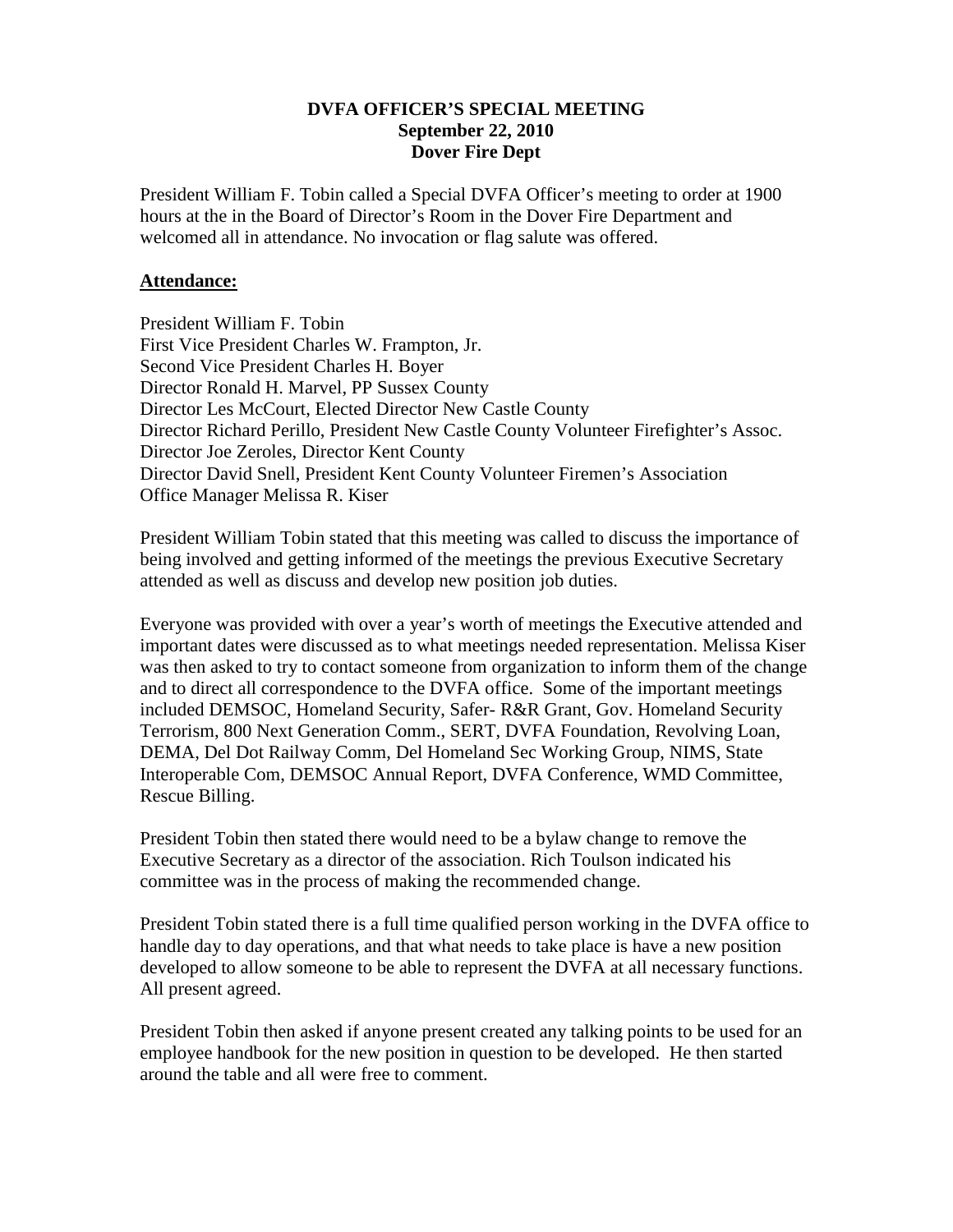**DVFA OFFICER'S SPECIAL MEETING**
**September 22, 2010**
**Dover Fire Dept**

President William F. Tobin called a Special DVFA Officer's meeting to order at 1900 hours at the in the Board of Director's Room in the Dover Fire Department and welcomed all in attendance. No invocation or flag salute was offered.

**Attendance:**

President William F. Tobin
First Vice President Charles W. Frampton, Jr.
Second Vice President Charles H. Boyer
Director Ronald H. Marvel, PP Sussex County
Director Les McCourt, Elected Director New Castle County
Director Richard Perillo, President New Castle County Volunteer Firefighter's Assoc.
Director Joe Zeroles, Director Kent County
Director David Snell, President Kent County Volunteer Firemen's Association
Office Manager Melissa R. Kiser

President William Tobin stated that this meeting was called to discuss the importance of being involved and getting informed of the meetings the previous Executive Secretary attended as well as discuss and develop new position job duties.

Everyone was provided with over a year's worth of meetings the Executive attended and important dates were discussed as to what meetings needed representation. Melissa Kiser was then asked to try to contact someone from organization to inform them of the change and to direct all correspondence to the DVFA office. Some of the important meetings included DEMSOC, Homeland Security, Safer- R&R Grant, Gov. Homeland Security Terrorism, 800 Next Generation Comm., SERT, DVFA Foundation, Revolving Loan, DEMA, Del Dot Railway Comm, Del Homeland Sec Working Group, NIMS, State Interoperable Com, DEMSOC Annual Report, DVFA Conference, WMD Committee, Rescue Billing.

President Tobin then stated there would need to be a bylaw change to remove the Executive Secretary as a director of the association. Rich Toulson indicated his committee was in the process of making the recommended change.

President Tobin stated there is a full time qualified person working in the DVFA office to handle day to day operations, and that what needs to take place is have a new position developed to allow someone to be able to represent the DVFA at all necessary functions. All present agreed.

President Tobin then asked if anyone present created any talking points to be used for an employee handbook for the new position in question to be developed. He then started around the table and all were free to comment.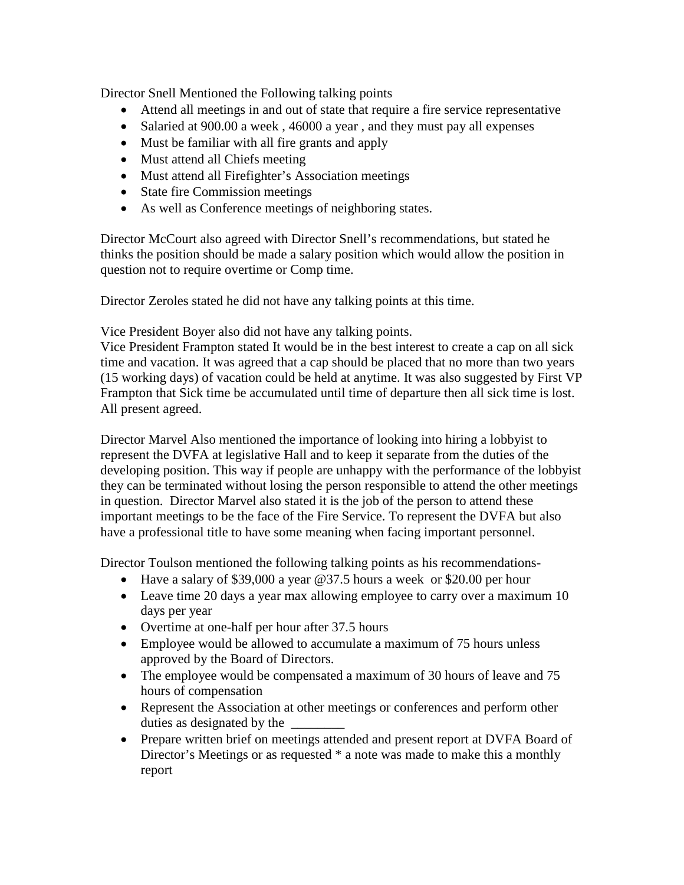Director Snell Mentioned the Following talking points

- Attend all meetings in and out of state that require a fire service representative
- Salaried at 900.00 a week , 46000 a year , and they must pay all expenses
- Must be familiar with all fire grants and apply
- Must attend all Chiefs meeting
- Must attend all Firefighter's Association meetings
- State fire Commission meetings
- As well as Conference meetings of neighboring states.

Director McCourt also agreed with Director Snell's recommendations, but stated he thinks the position should be made a salary position which would allow the position in question not to require overtime or Comp time.

Director Zeroles stated he did not have any talking points at this time.

Vice President Boyer also did not have any talking points.
Vice President Frampton stated It would be in the best interest to create a cap on all sick time and vacation. It was agreed that a cap should be placed that no more than two years (15 working days) of vacation could be held at anytime. It was also suggested by First VP Frampton that Sick time be accumulated until time of departure then all sick time is lost. All present agreed.

Director Marvel Also mentioned the importance of looking into hiring a lobbyist to represent the DVFA at legislative Hall and to keep it separate from the duties of the developing position. This way if people are unhappy with the performance of the lobbyist they can be terminated without losing the person responsible to attend the other meetings in question. Director Marvel also stated it is the job of the person to attend these important meetings to be the face of the Fire Service. To represent the DVFA but also have a professional title to have some meaning when facing important personnel.

Director Toulson mentioned the following talking points as his recommendations-

- Have a salary of $39,000 a year @37.5 hours a week or $20.00 per hour
- Leave time 20 days a year max allowing employee to carry over a maximum 10 days per year
- Overtime at one-half per hour after 37.5 hours
- Employee would be allowed to accumulate a maximum of 75 hours unless approved by the Board of Directors.
- The employee would be compensated a maximum of 30 hours of leave and 75 hours of compensation
- Represent the Association at other meetings or conferences and perform other duties as designated by the ________
- Prepare written brief on meetings attended and present report at DVFA Board of Director's Meetings or as requested * a note was made to make this a monthly report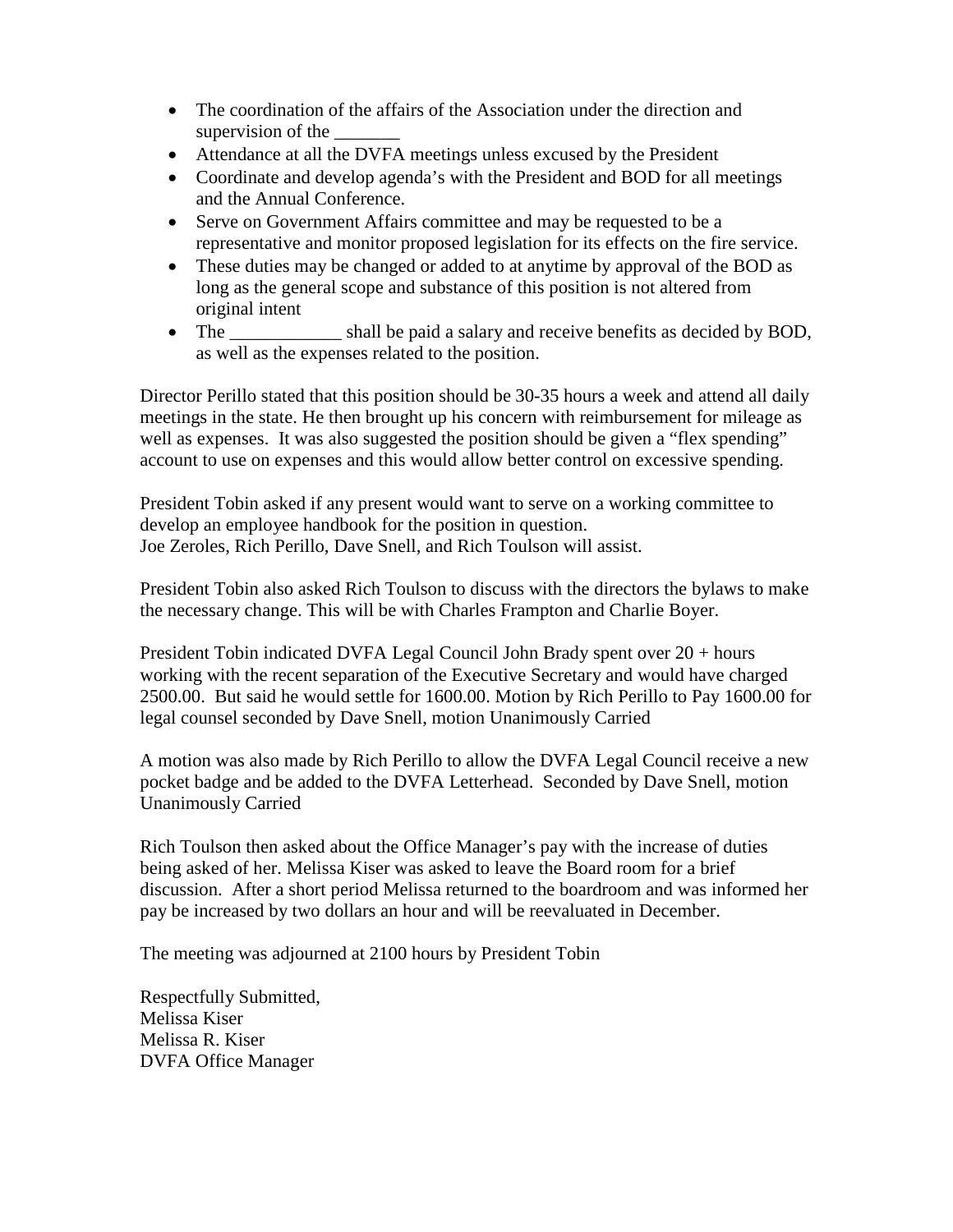- The coordination of the affairs of the Association under the direction and supervision of the _______
- Attendance at all the DVFA meetings unless excused by the President
- Coordinate and develop agenda's with the President and BOD for all meetings and the Annual Conference.
- Serve on Government Affairs committee and may be requested to be a representative and monitor proposed legislation for its effects on the fire service.
- These duties may be changed or added to at anytime by approval of the BOD as long as the general scope and substance of this position is not altered from original intent
- The ____________ shall be paid a salary and receive benefits as decided by BOD, as well as the expenses related to the position.

Director Perillo stated that this position should be 30-35 hours a week and attend all daily meetings in the state. He then brought up his concern with reimbursement for mileage as well as expenses. It was also suggested the position should be given a "flex spending" account to use on expenses and this would allow better control on excessive spending.

President Tobin asked if any present would want to serve on a working committee to develop an employee handbook for the position in question.
Joe Zeroles, Rich Perillo, Dave Snell, and Rich Toulson will assist.

President Tobin also asked Rich Toulson to discuss with the directors the bylaws to make the necessary change. This will be with Charles Frampton and Charlie Boyer.

President Tobin indicated DVFA Legal Council John Brady spent over 20 + hours working with the recent separation of the Executive Secretary and would have charged 2500.00. But said he would settle for 1600.00. Motion by Rich Perillo to Pay 1600.00 for legal counsel seconded by Dave Snell, motion Unanimously Carried

A motion was also made by Rich Perillo to allow the DVFA Legal Council receive a new pocket badge and be added to the DVFA Letterhead. Seconded by Dave Snell, motion Unanimously Carried

Rich Toulson then asked about the Office Manager's pay with the increase of duties being asked of her. Melissa Kiser was asked to leave the Board room for a brief discussion. After a short period Melissa returned to the boardroom and was informed her pay be increased by two dollars an hour and will be reevaluated in December.

The meeting was adjourned at 2100 hours by President Tobin

Respectfully Submitted,
Melissa Kiser
Melissa R. Kiser
DVFA Office Manager